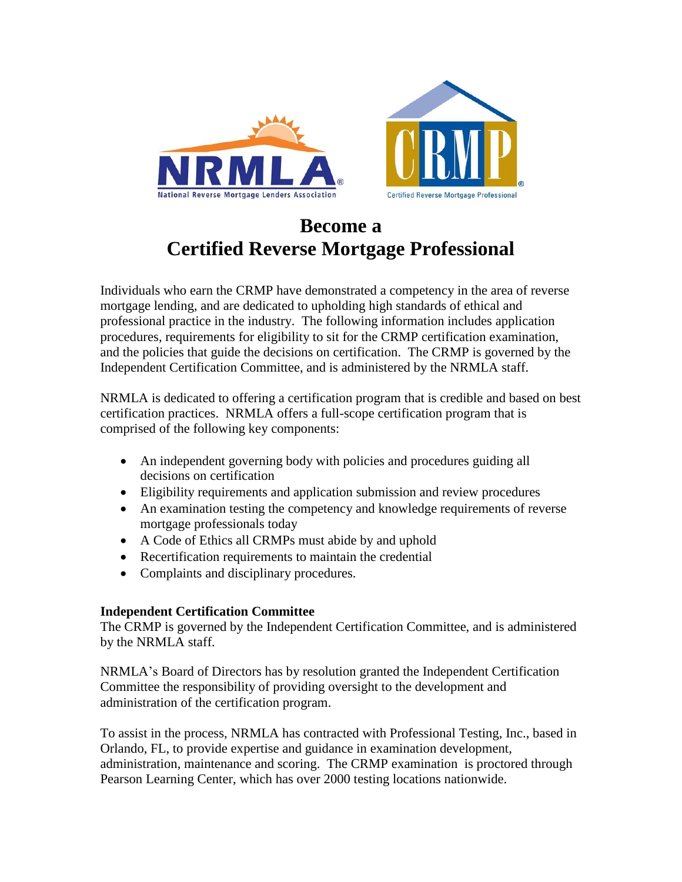# Become a Certified Reverse Mortgage Professional

Individuals who earn the CRMP have demonstrated a competency in the area of reverse mortgage lending, and are dedicated to upholding high standards of ethical and professional practice in the industry. The following information includes application procedures, requirements for eligibility to sit for the CRMP certification examination, and the policies that guide the decisions on certification. The CRMP is governed by the Independent Certification Committee, and is administered by the NRMLA staff.

NRMLA is dedicated to offering a certification program that is credible and based on best certification practices. NRMLA offers a full-scope certification program that is comprised of the following key components:

- An independent governing body with policies and procedures guiding all decisions on certification
- Eligibility requirements and application submission and review procedures
- An examination testing the competency and knowledge requirements of reverse mortgage professionals today
- A Code of Ethics all CRMPs must abide by and uphold
- Recertification requirements to maintain the credential
- Complaints and disciplinary procedures.

**Independent Certification Committee**

The CRMP is governed by the Independent Certification Committee, and is administered by the NRMLA staff.

NRMLA's Board of Directors has by resolution granted the Independent Certification Committee the responsibility of providing oversight to the development and administration of the certification program.

To assist in the process, NRMLA has contracted with Professional Testing, Inc., based in Orlando, FL, to provide expertise and guidance in examination development, administration, maintenance and scoring. The CRMP examination is proctored through Pearson Learning Center, which has over 2000 testing locations nationwide.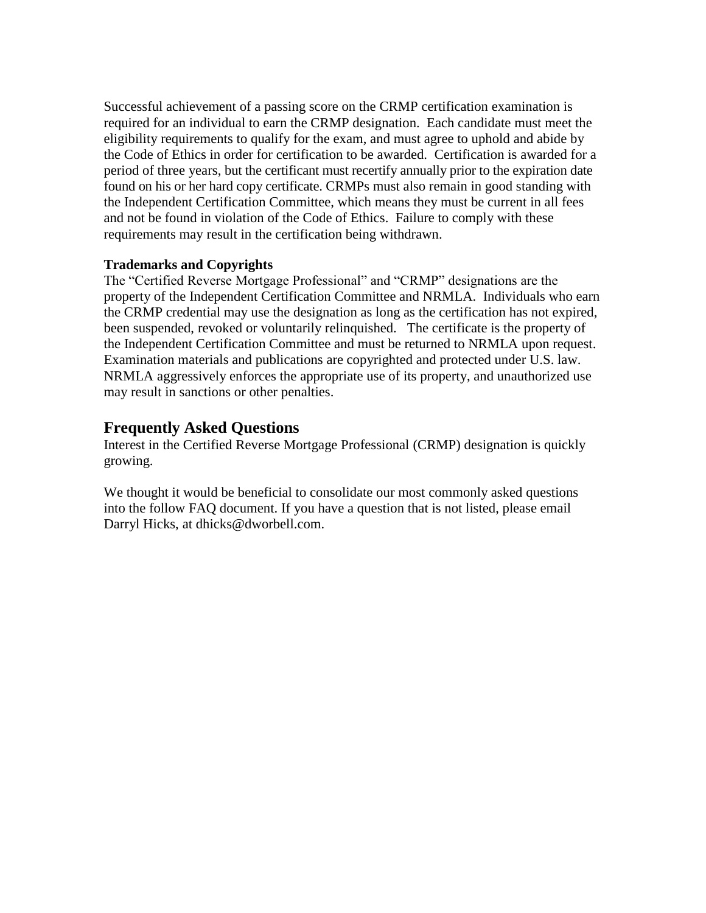Successful achievement of a passing score on the CRMP certification examination is required for an individual to earn the CRMP designation. Each candidate must meet the eligibility requirements to qualify for the exam, and must agree to uphold and abide by the Code of Ethics in order for certification to be awarded. Certification is awarded for a period of three years, but the certificant must recertify annually prior to the expiration date found on his or her hard copy certificate. CRMPs must also remain in good standing with the Independent Certification Committee, which means they must be current in all fees and not be found in violation of the Code of Ethics. Failure to comply with these requirements may result in the certification being withdrawn.

**Trademarks and Copyrights**

The "Certified Reverse Mortgage Professional" and "CRMP" designations are the property of the Independent Certification Committee and NRMLA. Individuals who earn the CRMP credential may use the designation as long as the certification has not expired, been suspended, revoked or voluntarily relinquished. The certificate is the property of the Independent Certification Committee and must be returned to NRMLA upon request. Examination materials and publications are copyrighted and protected under U.S. law. NRMLA aggressively enforces the appropriate use of its property, and unauthorized use may result in sanctions or other penalties.

## Frequently Asked Questions

Interest in the Certified Reverse Mortgage Professional (CRMP) designation is quickly growing.

We thought it would be beneficial to consolidate our most commonly asked questions into the follow FAQ document. If you have a question that is not listed, please email Darryl Hicks, at dhicks@dworbell.com.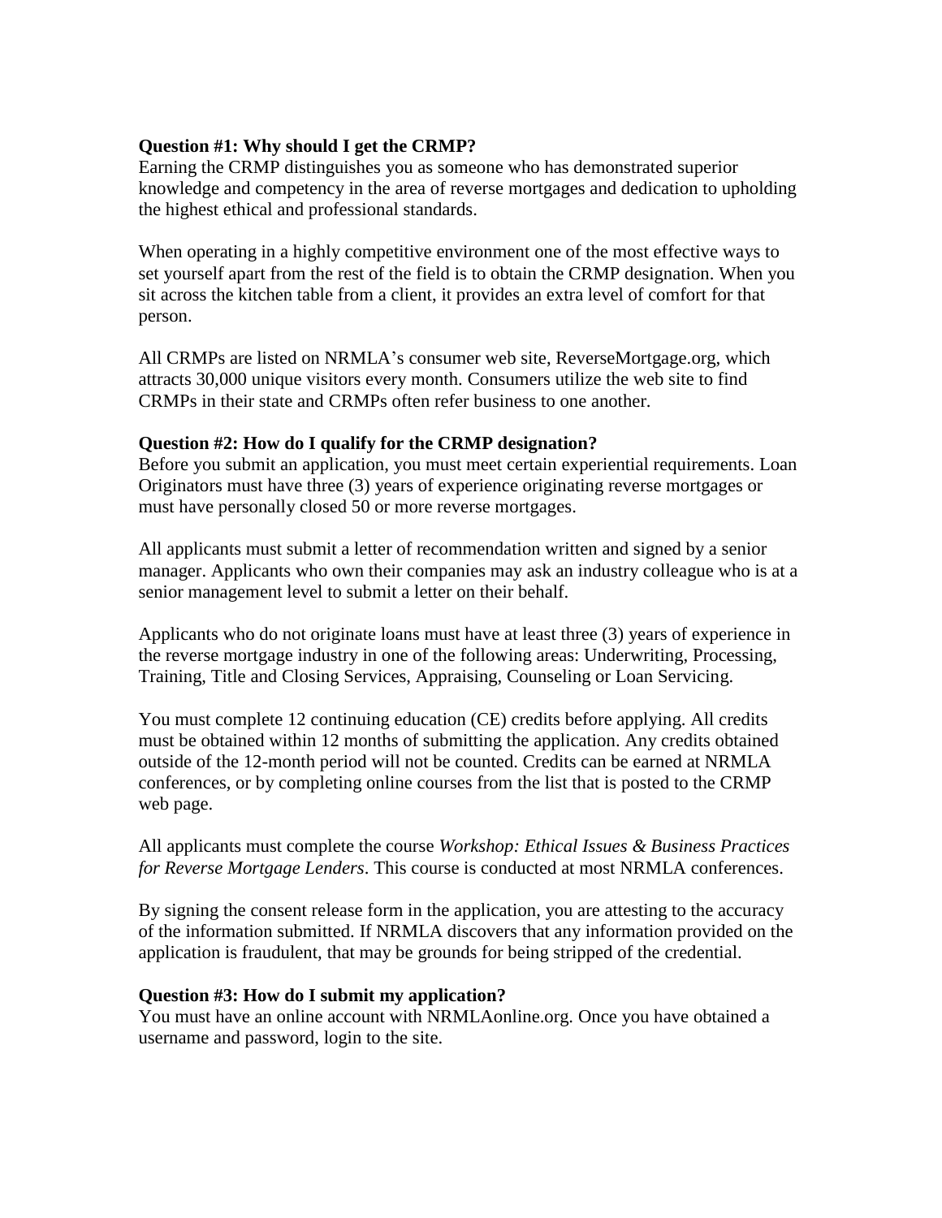**Question #1: Why should I get the CRMP?**

Earning the CRMP distinguishes you as someone who has demonstrated superior knowledge and competency in the area of reverse mortgages and dedication to upholding the highest ethical and professional standards.

When operating in a highly competitive environment one of the most effective ways to set yourself apart from the rest of the field is to obtain the CRMP designation. When you sit across the kitchen table from a client, it provides an extra level of comfort for that person.

All CRMPs are listed on NRMLA's consumer web site, ReverseMortgage.org, which attracts 30,000 unique visitors every month. Consumers utilize the web site to find CRMPs in their state and CRMPs often refer business to one another.

**Question #2: How do I qualify for the CRMP designation?**

Before you submit an application, you must meet certain experiential requirements. Loan Originators must have three (3) years of experience originating reverse mortgages or must have personally closed 50 or more reverse mortgages.

All applicants must submit a letter of recommendation written and signed by a senior manager. Applicants who own their companies may ask an industry colleague who is at a senior management level to submit a letter on their behalf.

Applicants who do not originate loans must have at least three (3) years of experience in the reverse mortgage industry in one of the following areas: Underwriting, Processing, Training, Title and Closing Services, Appraising, Counseling or Loan Servicing.

You must complete 12 continuing education (CE) credits before applying. All credits must be obtained within 12 months of submitting the application. Any credits obtained outside of the 12-month period will not be counted. Credits can be earned at NRMLA conferences, or by completing online courses from the list that is posted to the CRMP web page.

All applicants must complete the course *Workshop: Ethical Issues & Business Practices for Reverse Mortgage Lenders*. This course is conducted at most NRMLA conferences.

By signing the consent release form in the application, you are attesting to the accuracy of the information submitted. If NRMLA discovers that any information provided on the application is fraudulent, that may be grounds for being stripped of the credential.

**Question #3: How do I submit my application?**

You must have an online account with NRMLAonline.org. Once you have obtained a username and password, login to the site.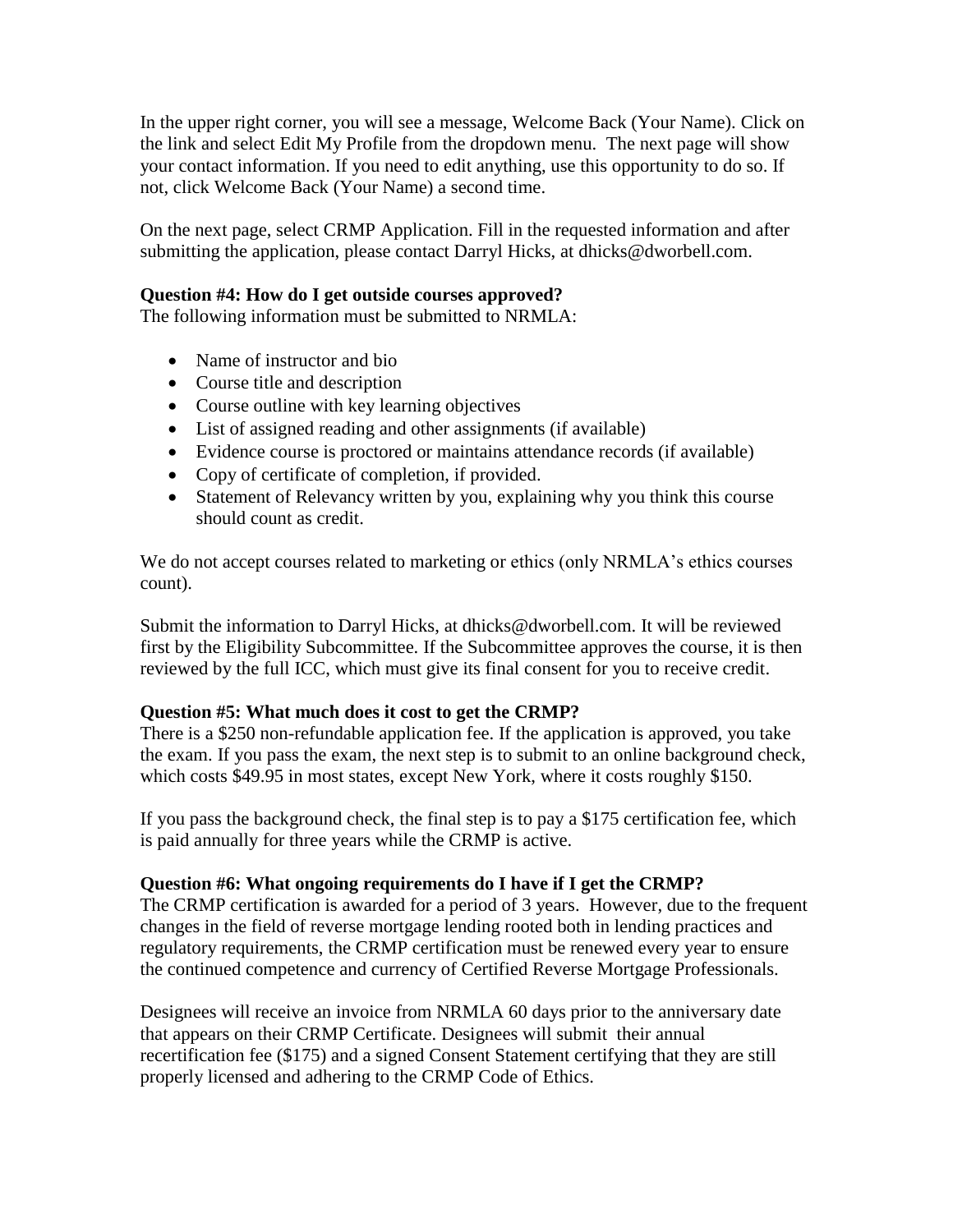In the upper right corner, you will see a message, Welcome Back (Your Name). Click on the link and select Edit My Profile from the dropdown menu. The next page will show your contact information. If you need to edit anything, use this opportunity to do so. If not, click Welcome Back (Your Name) a second time.

On the next page, select CRMP Application. Fill in the requested information and after submitting the application, please contact Darryl Hicks, at dhicks@dworbell.com.

**Question #4: How do I get outside courses approved?**

The following information must be submitted to NRMLA:

- Name of instructor and bio
- Course title and description
- Course outline with key learning objectives
- List of assigned reading and other assignments (if available)
- Evidence course is proctored or maintains attendance records (if available)
- Copy of certificate of completion, if provided.
- Statement of Relevancy written by you, explaining why you think this course should count as credit.

We do not accept courses related to marketing or ethics (only NRMLA's ethics courses count).

Submit the information to Darryl Hicks, at dhicks@dworbell.com. It will be reviewed first by the Eligibility Subcommittee. If the Subcommittee approves the course, it is then reviewed by the full ICC, which must give its final consent for you to receive credit.

**Question #5: What much does it cost to get the CRMP?**

There is a $250 non-refundable application fee. If the application is approved, you take the exam. If you pass the exam, the next step is to submit to an online background check, which costs $49.95 in most states, except New York, where it costs roughly $150.

If you pass the background check, the final step is to pay a $175 certification fee, which is paid annually for three years while the CRMP is active.

**Question #6: What ongoing requirements do I have if I get the CRMP?**

The CRMP certification is awarded for a period of 3 years. However, due to the frequent changes in the field of reverse mortgage lending rooted both in lending practices and regulatory requirements, the CRMP certification must be renewed every year to ensure the continued competence and currency of Certified Reverse Mortgage Professionals.

Designees will receive an invoice from NRMLA 60 days prior to the anniversary date that appears on their CRMP Certificate. Designees will submit their annual recertification fee ($175) and a signed Consent Statement certifying that they are still properly licensed and adhering to the CRMP Code of Ethics.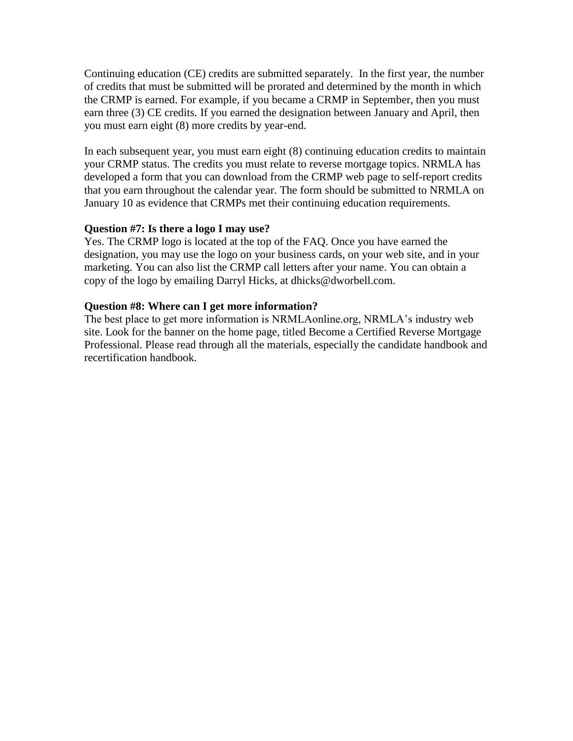Continuing education (CE) credits are submitted separately. In the first year, the number of credits that must be submitted will be prorated and determined by the month in which the CRMP is earned. For example, if you became a CRMP in September, then you must earn three (3) CE credits. If you earned the designation between January and April, then you must earn eight (8) more credits by year-end.

In each subsequent year, you must earn eight (8) continuing education credits to maintain your CRMP status. The credits you must relate to reverse mortgage topics. NRMLA has developed a form that you can download from the CRMP web page to self-report credits that you earn throughout the calendar year. The form should be submitted to NRMLA on January 10 as evidence that CRMPs met their continuing education requirements.

**Question #7: Is there a logo I may use?**

Yes. The CRMP logo is located at the top of the FAQ. Once you have earned the designation, you may use the logo on your business cards, on your web site, and in your marketing. You can also list the CRMP call letters after your name. You can obtain a copy of the logo by emailing Darryl Hicks, at dhicks@dworbell.com.

**Question #8: Where can I get more information?**

The best place to get more information is NRMLAonline.org, NRMLA's industry web site. Look for the banner on the home page, titled Become a Certified Reverse Mortgage Professional. Please read through all the materials, especially the candidate handbook and recertification handbook.